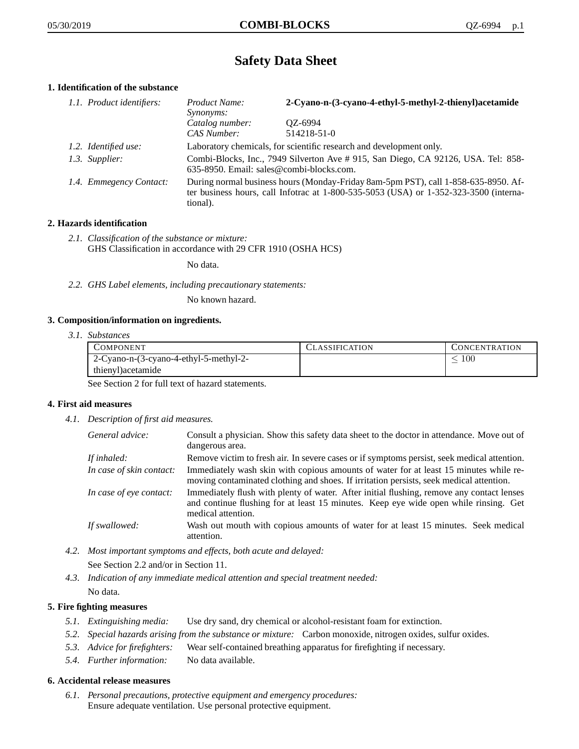# Safety Data Sheet

## 1. Identification of the substance

1.1. *Product identifiers:*

| | |
|---|---|
| *Product Name:* | **2-Cyano-n-(3-cyano-4-ethyl-5-methyl-2-thienyl)acetamide** |
| *Synonyms:* | |
| *Catalog number:* | QZ-6994 |
| *CAS Number:* | 514218-51-0 |

1.2. *Identified use:* Laboratory chemicals, for scientific research and development only.

1.3. *Supplier:* Combi-Blocks, Inc., 7949 Silverton Ave # 915, San Diego, CA 92126, USA. Tel: 858-635-8950. Email: sales@combi-blocks.com.

1.4. *Emmegency Contact:* During normal business hours (Monday-Friday 8am-5pm PST), call 1-858-635-8950. After business hours, call Infotrac at 1-800-535-5053 (USA) or 1-352-323-3500 (international).

## 2. Hazards identification

2.1. *Classification of the substance or mixture:*
GHS Classification in accordance with 29 CFR 1910 (OSHA HCS)

No data.

2.2. *GHS Label elements, including precautionary statements:*

No known hazard.

## 3. Composition/information on ingredients.

3.1. *Substances*

| COMPONENT | CLASSIFICATION | CONCENTRATION |
|---|---|---|
| 2-Cyano-n-(3-cyano-4-ethyl-5-methyl-2-thienyl)acetamide | | $\leq 100$ |

See Section 2 for full text of hazard statements.

## 4. First aid measures

4.1. *Description of first aid measures.*

*General advice:* Consult a physician. Show this safety data sheet to the doctor in attendance. Move out of dangerous area.

*If inhaled:* Remove victim to fresh air. In severe cases or if symptoms persist, seek medical attention.

*In case of skin contact:* Immediately wash skin with copious amounts of water for at least 15 minutes while removing contaminated clothing and shoes. If irritation persists, seek medical attention.

*In case of eye contact:* Immediately flush with plenty of water. After initial flushing, remove any contact lenses and continue flushing for at least 15 minutes. Keep eye wide open while rinsing. Get medical attention.

*If swallowed:* Wash out mouth with copious amounts of water for at least 15 minutes. Seek medical attention.

4.2. *Most important symptoms and effects, both acute and delayed:*

See Section 2.2 and/or in Section 11.

4.3. *Indication of any immediate medical attention and special treatment needed:*

No data.

## 5. Fire fighting measures

5.1. *Extinguishing media:* Use dry sand, dry chemical or alcohol-resistant foam for extinction.

5.2. *Special hazards arising from the substance or mixture:* Carbon monoxide, nitrogen oxides, sulfur oxides.

5.3. *Advice for firefighters:* Wear self-contained breathing apparatus for firefighting if necessary.

5.4. *Further information:* No data available.

## 6. Accidental release measures

6.1. *Personal precautions, protective equipment and emergency procedures:*
Ensure adequate ventilation. Use personal protective equipment.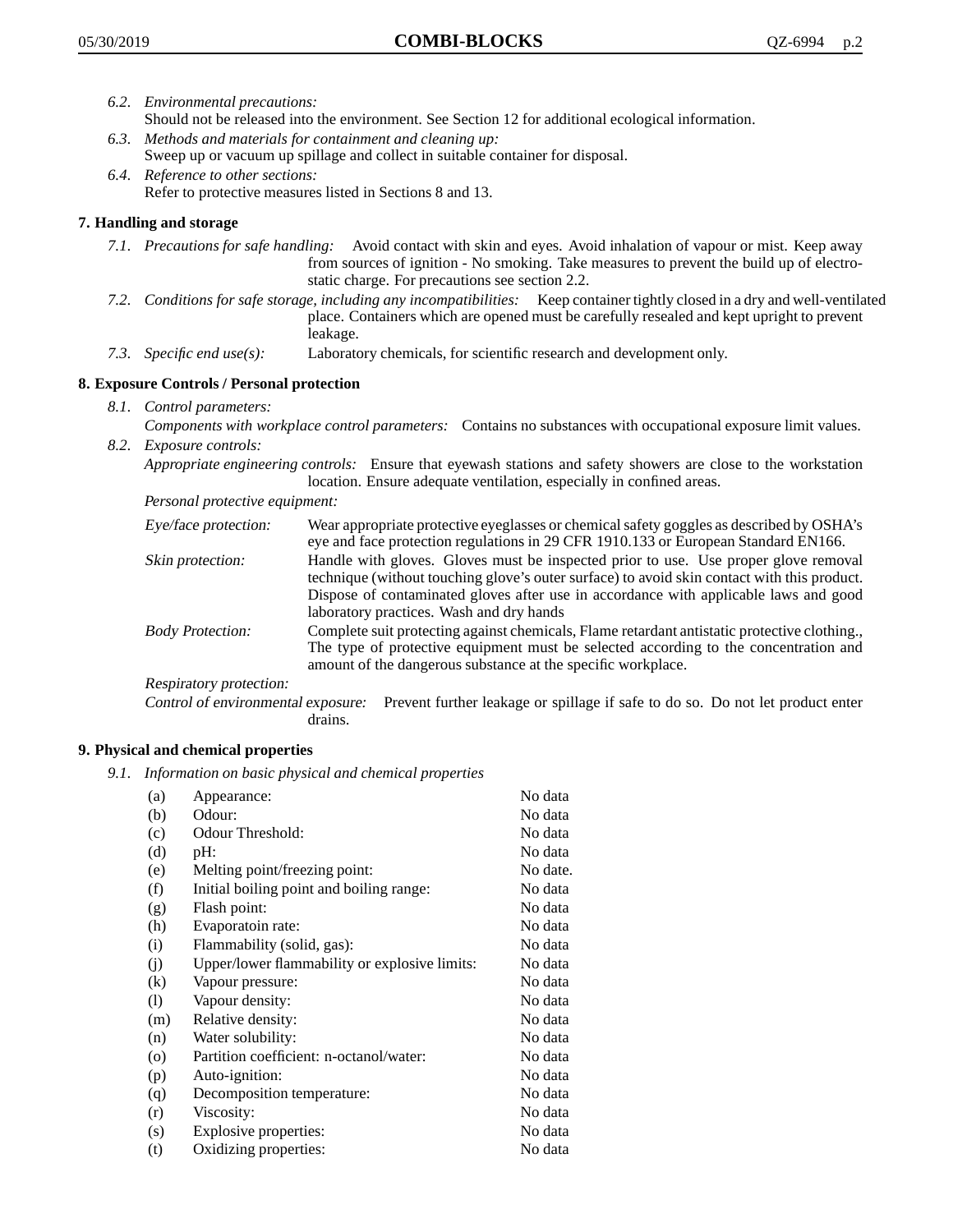*6.2. Environmental precautions:*
Should not be released into the environment. See Section 12 for additional ecological information.

*6.3. Methods and materials for containment and cleaning up:*
Sweep up or vacuum up spillage and collect in suitable container for disposal.

*6.4. Reference to other sections:*
Refer to protective measures listed in Sections 8 and 13.

## 7. Handling and storage

*7.1. Precautions for safe handling:* Avoid contact with skin and eyes. Avoid inhalation of vapour or mist. Keep away from sources of ignition - No smoking. Take measures to prevent the build up of electrostatic charge. For precautions see section 2.2.

*7.2. Conditions for safe storage, including any incompatibilities:* Keep container tightly closed in a dry and well-ventilated place. Containers which are opened must be carefully resealed and kept upright to prevent leakage.

*7.3. Specific end use(s):* Laboratory chemicals, for scientific research and development only.

## 8. Exposure Controls / Personal protection

*8.1. Control parameters:*
*Components with workplace control parameters:* Contains no substances with occupational exposure limit values.

*8.2. Exposure controls:*
*Appropriate engineering controls:* Ensure that eyewash stations and safety showers are close to the workstation location. Ensure adequate ventilation, especially in confined areas.

*Personal protective equipment:*

*Eye/face protection:* Wear appropriate protective eyeglasses or chemical safety goggles as described by OSHA's eye and face protection regulations in 29 CFR 1910.133 or European Standard EN166.

*Skin protection:* Handle with gloves. Gloves must be inspected prior to use. Use proper glove removal technique (without touching glove's outer surface) to avoid skin contact with this product. Dispose of contaminated gloves after use in accordance with applicable laws and good laboratory practices. Wash and dry hands

*Body Protection:* Complete suit protecting against chemicals, Flame retardant antistatic protective clothing., The type of protective equipment must be selected according to the concentration and amount of the dangerous substance at the specific workplace.

*Respiratory protection:*

*Control of environmental exposure:* Prevent further leakage or spillage if safe to do so. Do not let product enter drains.

## 9. Physical and chemical properties

*9.1. Information on basic physical and chemical properties*

| | | |
|---|---|---|
| (a) | Appearance: | No data |
| (b) | Odour: | No data |
| (c) | Odour Threshold: | No data |
| (d) | pH: | No data |
| (e) | Melting point/freezing point: | No date. |
| (f) | Initial boiling point and boiling range: | No data |
| (g) | Flash point: | No data |
| (h) | Evaporatoin rate: | No data |
| (i) | Flammability (solid, gas): | No data |
| (j) | Upper/lower flammability or explosive limits: | No data |
| (k) | Vapour pressure: | No data |
| (l) | Vapour density: | No data |
| (m) | Relative density: | No data |
| (n) | Water solubility: | No data |
| (o) | Partition coefficient: n-octanol/water: | No data |
| (p) | Auto-ignition: | No data |
| (q) | Decomposition temperature: | No data |
| (r) | Viscosity: | No data |
| (s) | Explosive properties: | No data |
| (t) | Oxidizing properties: | No data |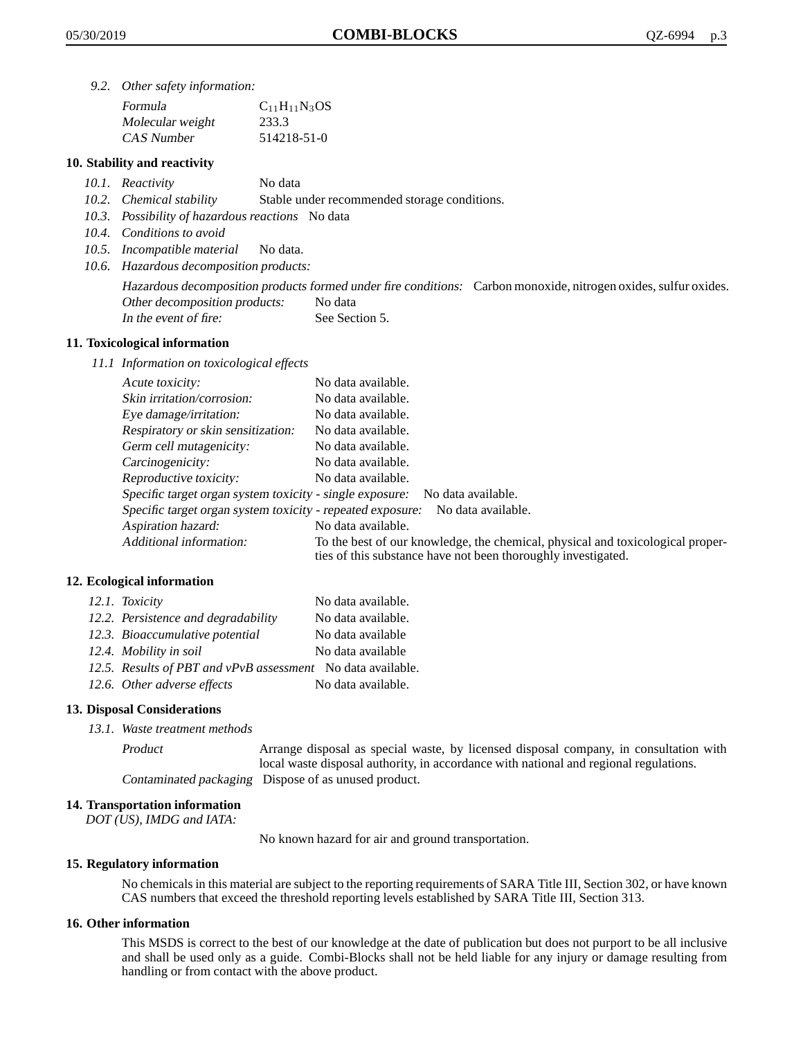*9.2. Other safety information:*

| | |
|---|---|
| *Formula* | $C_{11}H_{11}N_3OS$ |
| *Molecular weight* | 233.3 |
| *CAS Number* | 514218-51-0 |

## 10. Stability and reactivity

*10.1. Reactivity* No data

*10.2. Chemical stability* Stable under recommended storage conditions.

*10.3. Possibility of hazardous reactions* No data

*10.4. Conditions to avoid*

*10.5. Incompatible material* No data.

*10.6. Hazardous decomposition products:*

*Hazardous decomposition products formed under fire conditions:* Carbon monoxide, nitrogen oxides, sulfur oxides.

*Other decomposition products:* No data

*In the event of fire:* See Section 5.

## 11. Toxicological information

*11.1 Information on toxicological effects*

| | |
|---|---|
| *Acute toxicity:* | No data available. |
| *Skin irritation/corrosion:* | No data available. |
| *Eye damage/irritation:* | No data available. |
| *Respiratory or skin sensitization:* | No data available. |
| *Germ cell mutagenicity:* | No data available. |
| *Carcinogenicity:* | No data available. |
| *Reproductive toxicity:* | No data available. |
| *Specific target organ system toxicity - single exposure:* | No data available. |
| *Specific target organ system toxicity - repeated exposure:* | No data available. |
| *Aspiration hazard:* | No data available. |
| *Additional information:* | To the best of our knowledge, the chemical, physical and toxicological properties of this substance have not been thoroughly investigated. |

## 12. Ecological information

| | |
|---|---|
| *12.1. Toxicity* | No data available. |
| *12.2. Persistence and degradability* | No data available. |
| *12.3. Bioaccumulative potential* | No data available |
| *12.4. Mobility in soil* | No data available |
| *12.5. Results of PBT and vPvB assessment* | No data available. |
| *12.6. Other adverse effects* | No data available. |

## 13. Disposal Considerations

*13.1. Waste treatment methods*

*Product* Arrange disposal as special waste, by licensed disposal company, in consultation with local waste disposal authority, in accordance with national and regional regulations.

*Contaminated packaging* Dispose of as unused product.

## 14. Transportation information

*DOT (US), IMDG and IATA:*

No known hazard for air and ground transportation.

## 15. Regulatory information

No chemicals in this material are subject to the reporting requirements of SARA Title III, Section 302, or have known CAS numbers that exceed the threshold reporting levels established by SARA Title III, Section 313.

## 16. Other information

This MSDS is correct to the best of our knowledge at the date of publication but does not purport to be all inclusive and shall be used only as a guide. Combi-Blocks shall not be held liable for any injury or damage resulting from handling or from contact with the above product.